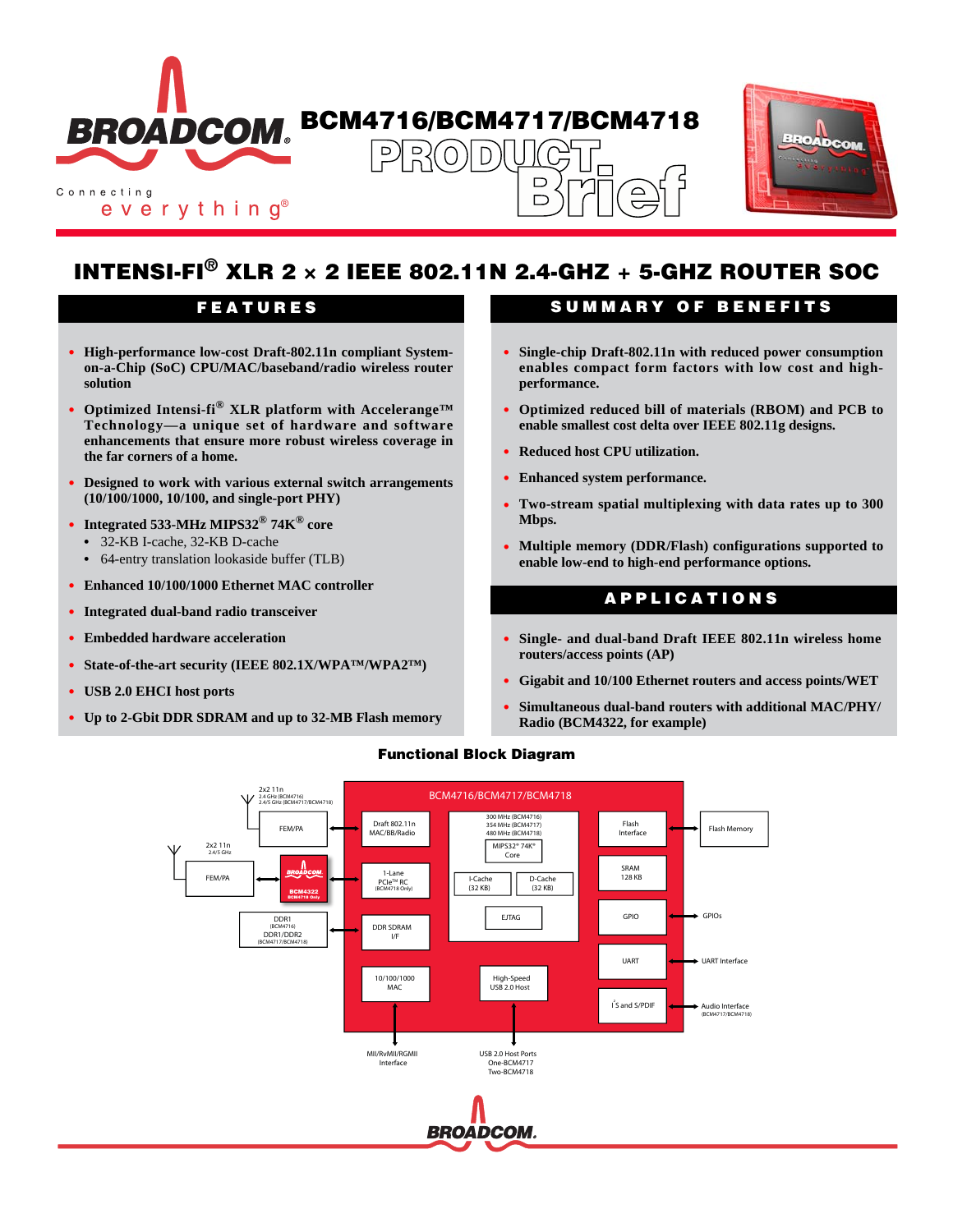# BCM4716/BCM4717/BCM4718

## PRODUCT Brief

# INTENSI-FI® XLR 2 × 2 IEEE 802.11N 2.4-GHZ + 5-GHZ ROUTER SOC

## FEATURES

- **High-performance low-cost Draft-802.11n compliant System-on-a-Chip (SoC) CPU/MAC/baseband/radio wireless router solution**
- **Optimized Intensi-fi® XLR platform with Accelerange™ Technology—a unique set of hardware and software enhancements that ensure more robust wireless coverage in the far corners of a home.**
- **Designed to work with various external switch arrangements (10/100/1000, 10/100, and single-port PHY)**
- **Integrated 533-MHz MIPS32® 74K® core**
  - 32-KB I-cache, 32-KB D-cache
  - 64-entry translation lookaside buffer (TLB)
- **Enhanced 10/100/1000 Ethernet MAC controller**
- **Integrated dual-band radio transceiver**
- **Embedded hardware acceleration**
- **State-of-the-art security (IEEE 802.1X/WPA™/WPA2™)**
- **USB 2.0 EHCI host ports**
- **Up to 2-Gbit DDR SDRAM and up to 32-MB Flash memory**

## SUMMARY OF BENEFITS

- **Single-chip Draft-802.11n with reduced power consumption enables compact form factors with low cost and high-performance.**
- **Optimized reduced bill of materials (RBOM) and PCB to enable smallest cost delta over IEEE 802.11g designs.**
- **Reduced host CPU utilization.**
- **Enhanced system performance.**
- **Two-stream spatial multiplexing with data rates up to 300 Mbps.**
- **Multiple memory (DDR/Flash) configurations supported to enable low-end to high-end performance options.**

## APPLICATIONS

- **Single- and dual-band Draft IEEE 802.11n wireless home routers/access points (AP)**
- **Gigabit and 10/100 Ethernet routers and access points/WET**
- **Simultaneous dual-band routers with additional MAC/PHY/ Radio (BCM4322, for example)**

### Functional Block Diagram

BCM4716/BCM4717/BCM4718

- 2x2 11n (2.4 GHz (BCM4716), 2.4/5 GHz (BCM4717/BCM4718)) — FEM/PA — Draft 802.11n MAC/BB/Radio
- 2x2 11n (2.4/5 GHz) — FEM/PA — BCM4322 (BCM4718 Only) — 1-Lane PCIe™ RC (BCM4718 Only)
- DDR1 (BCM4716), DDR1/DDR2 (BCM4717/BCM4718) — DDR SDRAM I/F
- 10/100/1000 MAC — MII/RvMII/RGMII Interface
- 300 MHz (BCM4716), 354 MHz (BCM4717), 480 MHz (BCM4718) MIPS32® 74K® Core; I-Cache (32 KB); D-Cache (32 KB); EJTAG
- High-Speed USB 2.0 Host — USB 2.0 Host Ports: One-BCM4717, Two-BCM4718
- Flash Interface — Flash Memory
- SRAM 128 KB
- GPIO — GPIOs
- UART — UART Interface
- I²S and S/PDIF — Audio Interface (BCM4717/BCM4718)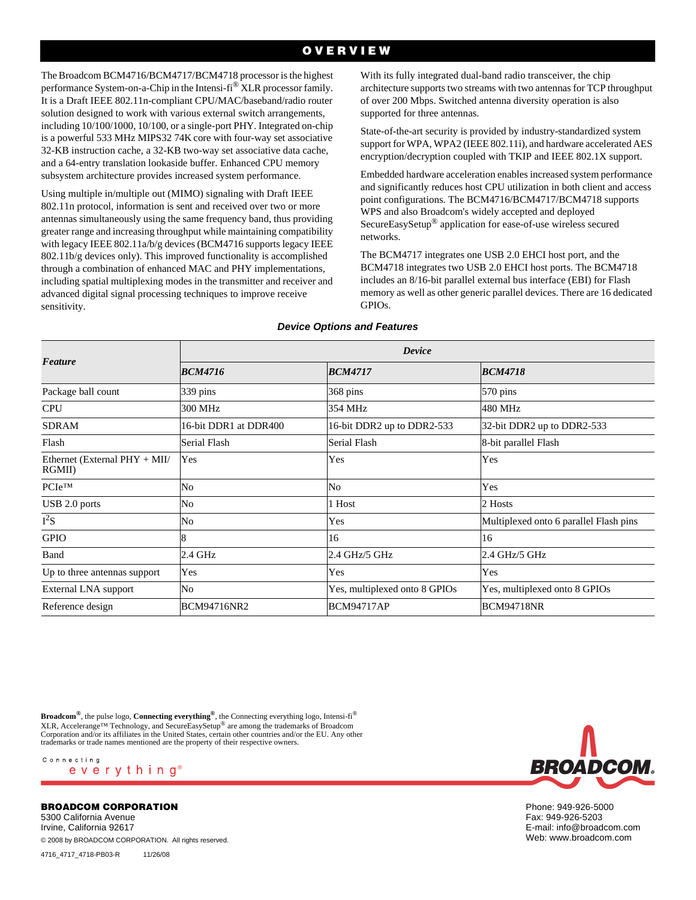# OVERVIEW

The Broadcom BCM4716/BCM4717/BCM4718 processor is the highest performance System-on-a-Chip in the Intensi-fi® XLR processor family. It is a Draft IEEE 802.11n-compliant CPU/MAC/baseband/router solution designed to work with various external switch arrangements, including 10/100/1000, 10/100, or a single-port PHY. Integrated on-chip is a powerful 533 MHz MIPS32 74K core with four-way set associative 32-KB instruction cache, a 32-KB two-way set associative data cache, and a 64-entry translation lookaside buffer. Enhanced CPU memory subsystem architecture provides increased system performance.

Using multiple in/multiple out (MIMO) signaling with Draft IEEE 802.11n protocol, information is sent and received over two or more antennas simultaneously using the same frequency band, thus providing greater range and increasing throughput while maintaining compatibility with legacy IEEE 802.11a/b/g devices (BCM4716 supports legacy IEEE 802.11b/g devices only). This improved functionality is accomplished through a combination of enhanced MAC and PHY implementations, including spatial multiplexing modes in the transmitter and receiver and advanced digital signal processing techniques to improve receive sensitivity.

With its fully integrated dual-band radio transceiver, the chip architecture supports two streams with two antennas for TCP throughput of over 200 Mbps. Switched antenna diversity operation is also supported for three antennas.

State-of-the-art security is provided by industry-standardized system support for WPA, WPA2 (IEEE 802.11i), and hardware accelerated AES encryption/decryption coupled with TKIP and IEEE 802.1X support.

Embedded hardware acceleration enables increased system performance and significantly reduces host CPU utilization in both client and access point configurations. The BCM4716/BCM4717/BCM4718 supports WPS and also Broadcom's widely accepted and deployed SecureEasySetup® application for ease-of-use wireless secured networks.

The BCM4717 integrates one USB 2.0 EHCI host port, and the BCM4718 integrates two USB 2.0 EHCI host ports. The BCM4718 includes an 8/16-bit parallel external bus interface (EBI) for Flash memory as well as other generic parallel devices. There are 16 dedicated GPIOs.

### *Device Options and Features*

| ***Feature*** | ***Device*** | | |
|---|---|---|---|
| | ***BCM4716*** | ***BCM4717*** | ***BCM4718*** |
| Package ball count | 339 pins | 368 pins | 570 pins |
| CPU | 300 MHz | 354 MHz | 480 MHz |
| SDRAM | 16-bit DDR1 at DDR400 | 16-bit DDR2 up to DDR2-533 | 32-bit DDR2 up to DDR2-533 |
| Flash | Serial Flash | Serial Flash | 8-bit parallel Flash |
| Ethernet (External PHY + MII/ RGMII) | Yes | Yes | Yes |
| PCIe™ | No | No | Yes |
| USB 2.0 ports | No | 1 Host | 2 Hosts |
| $I^2S$ | No | Yes | Multiplexed onto 6 parallel Flash pins |
| GPIO | 8 | 16 | 16 |
| Band | 2.4 GHz | 2.4 GHz/5 GHz | 2.4 GHz/5 GHz |
| Up to three antennas support | Yes | Yes | Yes |
| External LNA support | No | Yes, multiplexed onto 8 GPIOs | Yes, multiplexed onto 8 GPIOs |
| Reference design | BCM94716NR2 | BCM94717AP | BCM94718NR |

**Broadcom®**, the pulse logo, **Connecting everything®**, the Connecting everything logo, Intensi-fi® XLR, Accelerange™ Technology, and SecureEasySetup® are among the trademarks of Broadcom Corporation and/or its affiliates in the United States, certain other countries and/or the EU. Any other trademarks or trade names mentioned are the property of their respective owners.

Connecting everything®

BROADCOM®

**BROADCOM CORPORATION**
5300 California Avenue
Irvine, California 92617
© 2008 by BROADCOM CORPORATION. All rights reserved.

4716_4717_4718-PB03-R 11/26/08

Phone: 949-926-5000
Fax: 949-926-5203
E-mail: info@broadcom.com
Web: www.broadcom.com